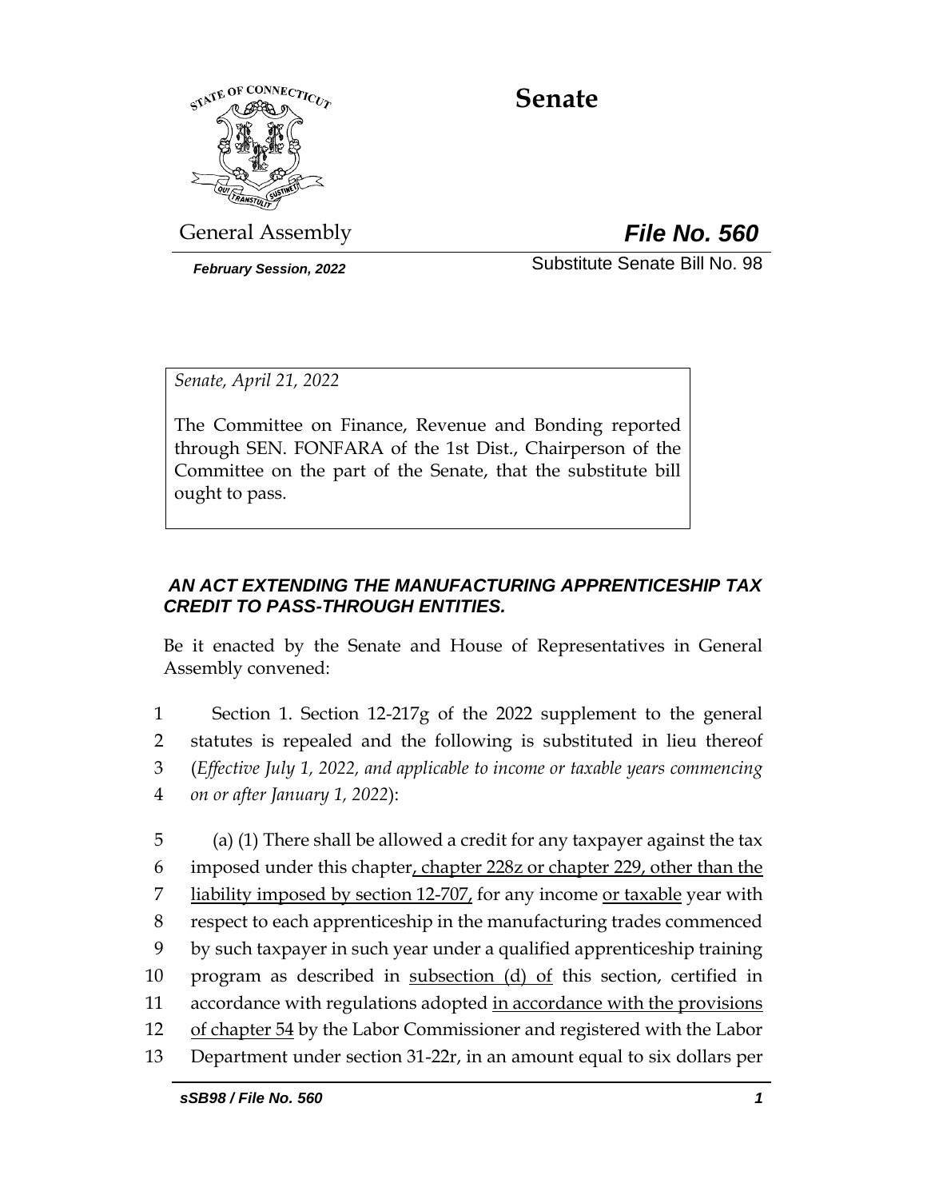# Senate

General Assembly **File No. 560**

*February Session, 2022* Substitute Senate Bill No. 98

*Senate, April 21, 2022*

The Committee on Finance, Revenue and Bonding reported through SEN. FONFARA of the 1st Dist., Chairperson of the Committee on the part of the Senate, that the substitute bill ought to pass.

***AN ACT EXTENDING THE MANUFACTURING APPRENTICESHIP TAX CREDIT TO PASS-THROUGH ENTITIES.***

Be it enacted by the Senate and House of Representatives in General Assembly convened:

1 Section 1. Section 12-217g of the 2022 supplement to the general
2 statutes is repealed and the following is substituted in lieu thereof
3 (*Effective July 1, 2022, and applicable to income or taxable years commencing*
4 *on or after January 1, 2022*):

5 (a) (1) There shall be allowed a credit for any taxpayer against the tax
6 imposed under this chapter, chapter 228z or chapter 229, other than the
7 liability imposed by section 12-707, for any income or taxable year with
8 respect to each apprenticeship in the manufacturing trades commenced
9 by such taxpayer in such year under a qualified apprenticeship training
10 program as described in subsection (d) of this section, certified in
11 accordance with regulations adopted in accordance with the provisions
12 of chapter 54 by the Labor Commissioner and registered with the Labor
13 Department under section 31-22r, in an amount equal to six dollars per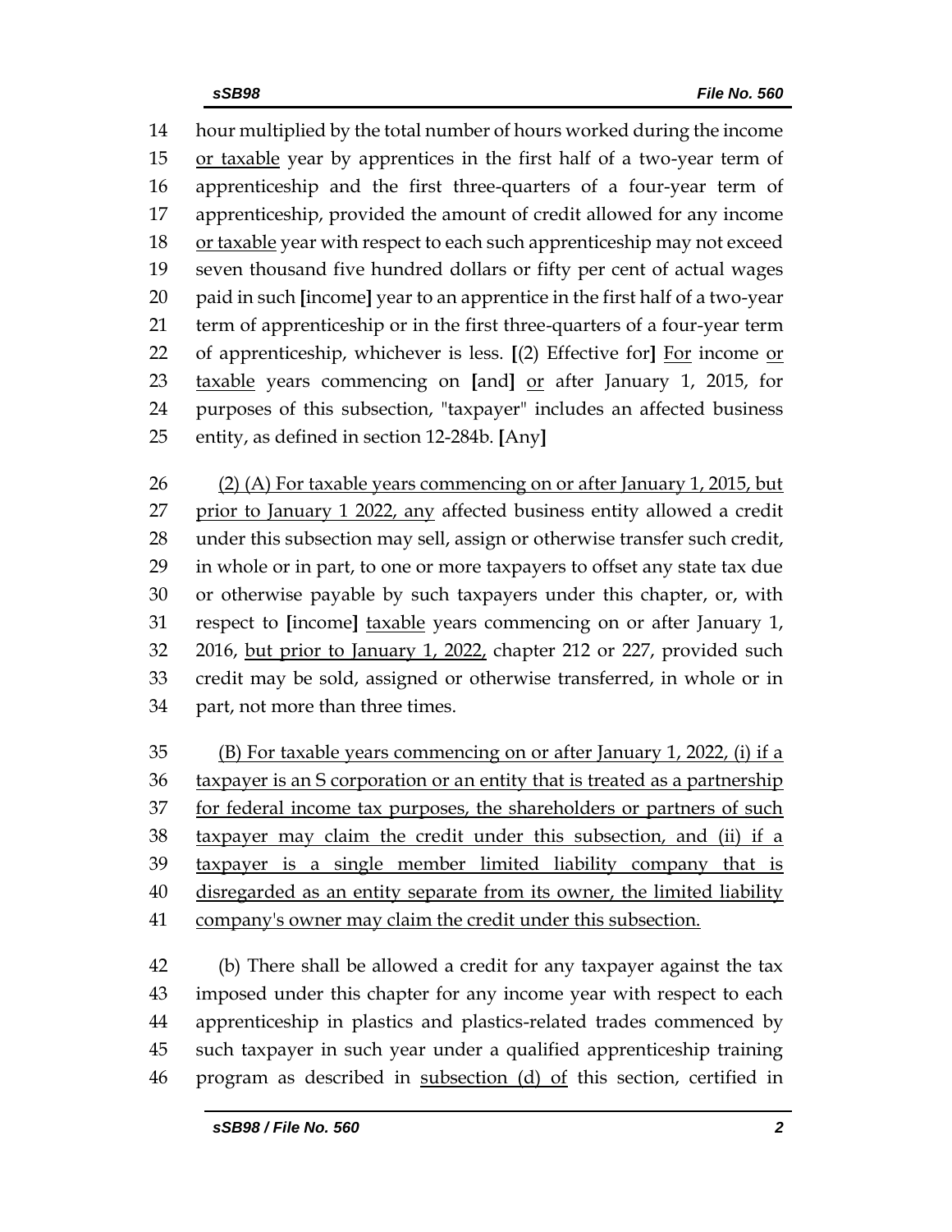14 hour multiplied by the total number of hours worked during the income
15 <u>or taxable</u> year by apprentices in the first half of a two-year term of
16 apprenticeship and the first three-quarters of a four-year term of
17 apprenticeship, provided the amount of credit allowed for any income
18 <u>or taxable</u> year with respect to each such apprenticeship may not exceed
19 seven thousand five hundred dollars or fifty per cent of actual wages
20 paid in such **[**income**]** year to an apprentice in the first half of a two-year
21 term of apprenticeship or in the first three-quarters of a four-year term
22 of apprenticeship, whichever is less. **[**(2) Effective for**]** <u>For</u> income <u>or</u>
23 <u>taxable</u> years commencing on **[**and**]** <u>or</u> after January 1, 2015, for
24 purposes of this subsection, "taxpayer" includes an affected business
25 entity, as defined in section 12-284b. **[**Any**]**

26 <u>(2) (A) For taxable years commencing on or after January 1, 2015, but</u>
27 <u>prior to January 1 2022, any</u> affected business entity allowed a credit
28 under this subsection may sell, assign or otherwise transfer such credit,
29 in whole or in part, to one or more taxpayers to offset any state tax due
30 or otherwise payable by such taxpayers under this chapter, or, with
31 respect to **[**income**]** <u>taxable</u> years commencing on or after January 1,
32 2016, <u>but prior to January 1, 2022,</u> chapter 212 or 227, provided such
33 credit may be sold, assigned or otherwise transferred, in whole or in
34 part, not more than three times.

35 <u>(B) For taxable years commencing on or after January 1, 2022, (i) if a</u>
36 <u>taxpayer is an S corporation or an entity that is treated as a partnership</u>
37 <u>for federal income tax purposes, the shareholders or partners of such</u>
38 <u>taxpayer may claim the credit under this subsection, and (ii) if a</u>
39 <u>taxpayer is a single member limited liability company that is</u>
40 <u>disregarded as an entity separate from its owner, the limited liability</u>
41 <u>company's owner may claim the credit under this subsection.</u>

42 (b) There shall be allowed a credit for any taxpayer against the tax
43 imposed under this chapter for any income year with respect to each
44 apprenticeship in plastics and plastics-related trades commenced by
45 such taxpayer in such year under a qualified apprenticeship training
46 program as described in <u>subsection (d) of</u> this section, certified in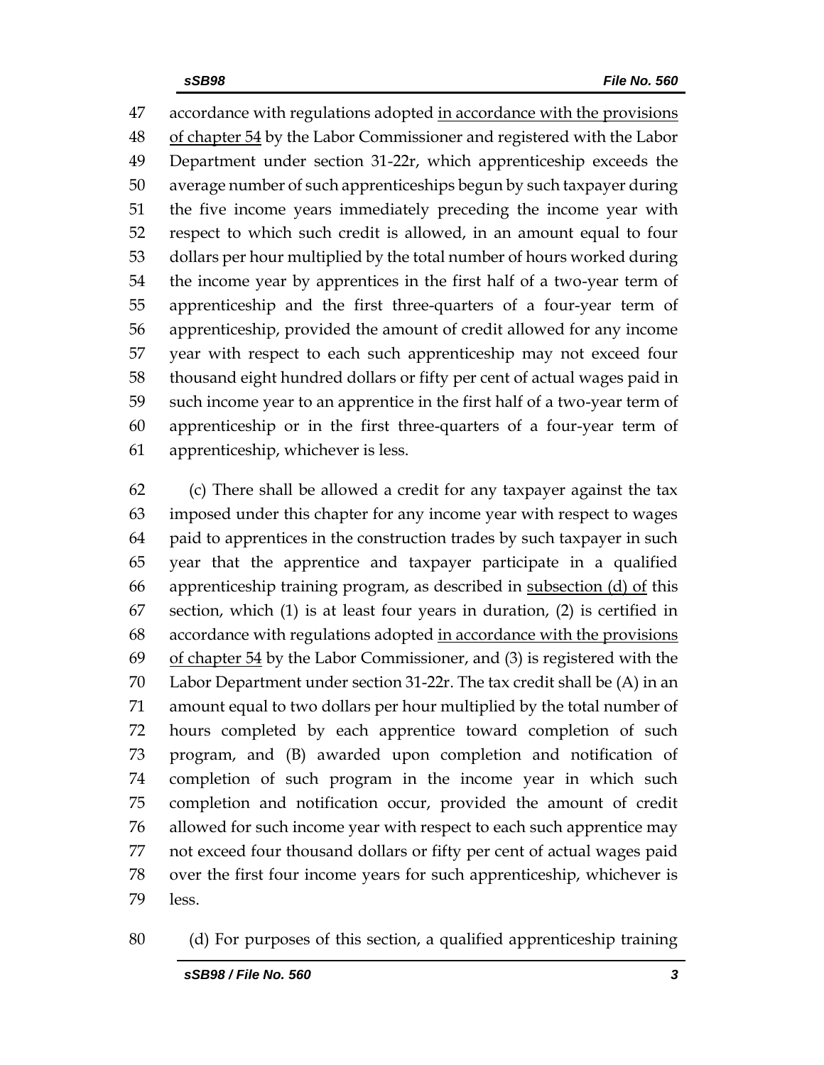accordance with regulations adopted <u>in accordance with the provisions of chapter 54</u> by the Labor Commissioner and registered with the Labor Department under section 31-22r, which apprenticeship exceeds the average number of such apprenticeships begun by such taxpayer during the five income years immediately preceding the income year with respect to which such credit is allowed, in an amount equal to four dollars per hour multiplied by the total number of hours worked during the income year by apprentices in the first half of a two-year term of apprenticeship and the first three-quarters of a four-year term of apprenticeship, provided the amount of credit allowed for any income year with respect to each such apprenticeship may not exceed four thousand eight hundred dollars or fifty per cent of actual wages paid in such income year to an apprentice in the first half of a two-year term of apprenticeship or in the first three-quarters of a four-year term of apprenticeship, whichever is less.

(c) There shall be allowed a credit for any taxpayer against the tax imposed under this chapter for any income year with respect to wages paid to apprentices in the construction trades by such taxpayer in such year that the apprentice and taxpayer participate in a qualified apprenticeship training program, as described in <u>subsection (d) of</u> this section, which (1) is at least four years in duration, (2) is certified in accordance with regulations adopted <u>in accordance with the provisions of chapter 54</u> by the Labor Commissioner, and (3) is registered with the Labor Department under section 31-22r. The tax credit shall be (A) in an amount equal to two dollars per hour multiplied by the total number of hours completed by each apprentice toward completion of such program, and (B) awarded upon completion and notification of completion of such program in the income year in which such completion and notification occur, provided the amount of credit allowed for such income year with respect to each such apprentice may not exceed four thousand dollars or fifty per cent of actual wages paid over the first four income years for such apprenticeship, whichever is less.

(d) For purposes of this section, a qualified apprenticeship training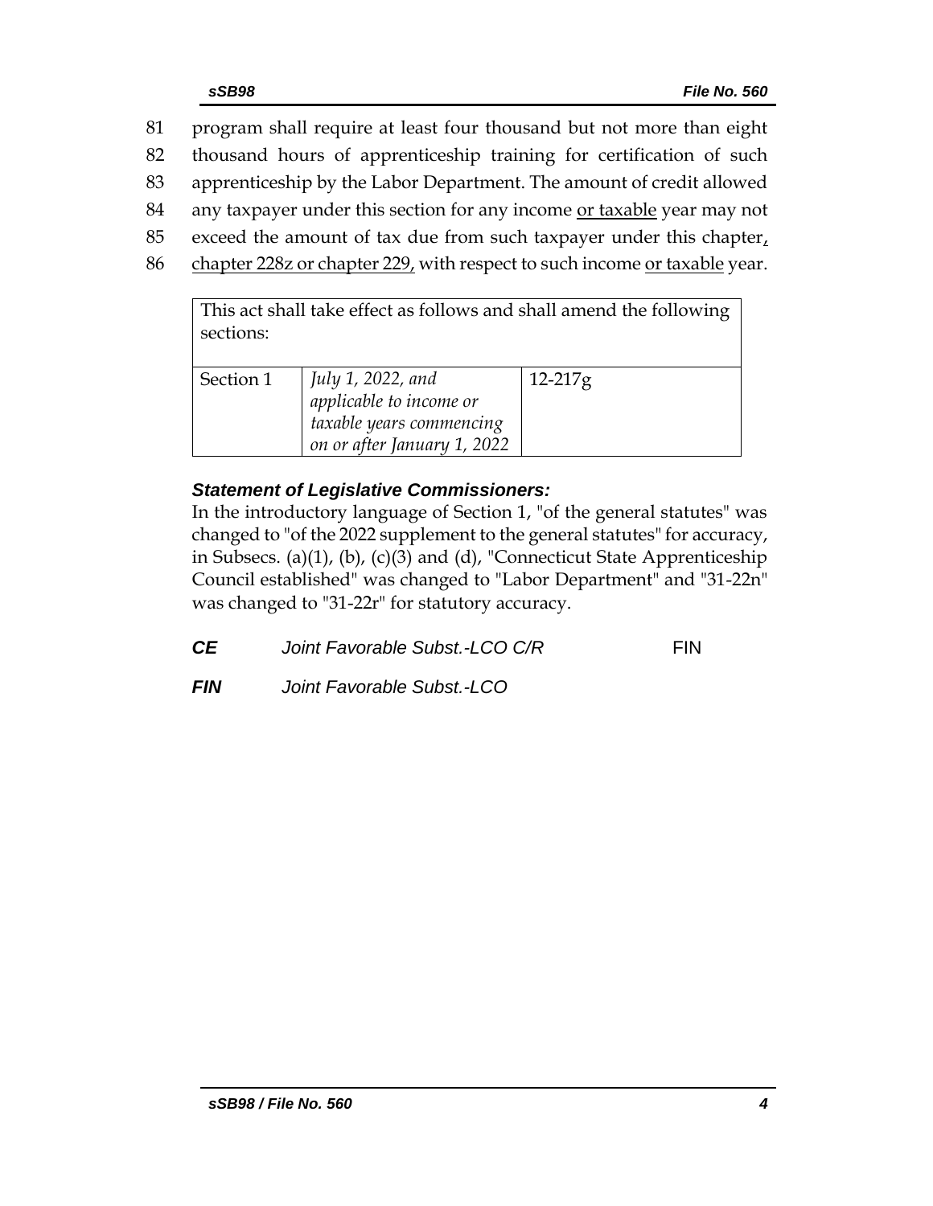81 program shall require at least four thousand but not more than eight
82 thousand hours of apprenticeship training for certification of such
83 apprenticeship by the Labor Department. The amount of credit allowed
84 any taxpayer under this section for any income <u>or taxable</u> year may not
85 exceed the amount of tax due from such taxpayer under this chapter<u>,</u>
86 <u>chapter 228z or chapter 229,</u> with respect to such income <u>or taxable</u> year.

| This act shall take effect as follows and shall amend the following sections: | | |
|---|---|---|
| Section 1 | *July 1, 2022, and applicable to income or taxable years commencing on or after January 1, 2022* | 12-217g |

### *Statement of Legislative Commissioners:*

In the introductory language of Section 1, "of the general statutes" was changed to "of the 2022 supplement to the general statutes" for accuracy, in Subsecs. (a)(1), (b), (c)(3) and (d), "Connecticut State Apprenticeship Council established" was changed to "Labor Department" and "31-22n" was changed to "31-22r" for statutory accuracy.

| | | |
|---|---|---|
| ***CE*** | *Joint Favorable Subst.-LCO C/R* | FIN |
| ***FIN*** | *Joint Favorable Subst.-LCO* | |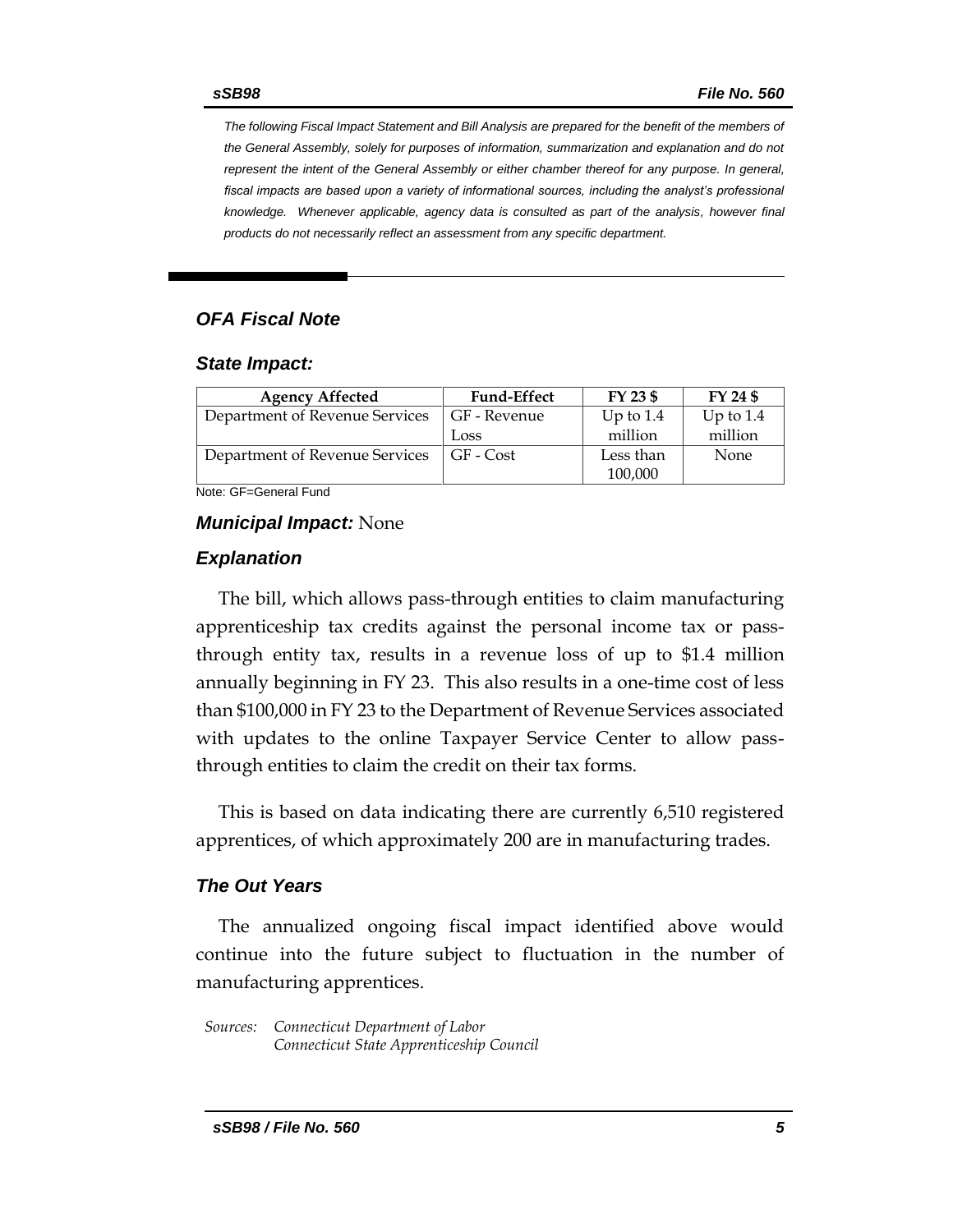*The following Fiscal Impact Statement and Bill Analysis are prepared for the benefit of the members of the General Assembly, solely for purposes of information, summarization and explanation and do not represent the intent of the General Assembly or either chamber thereof for any purpose. In general, fiscal impacts are based upon a variety of informational sources, including the analyst's professional knowledge. Whenever applicable, agency data is consulted as part of the analysis, however final products do not necessarily reflect an assessment from any specific department.*

## *OFA Fiscal Note*

### *State Impact:*

| Agency Affected | Fund-Effect | FY 23 $ | FY 24 $ |
|---|---|---|---|
| Department of Revenue Services | GF - Revenue Loss | Up to 1.4 million | Up to 1.4 million |
| Department of Revenue Services | GF - Cost | Less than 100,000 | None |

Note: GF=General Fund

***Municipal Impact:*** None

### *Explanation*

The bill, which allows pass-through entities to claim manufacturing apprenticeship tax credits against the personal income tax or pass-through entity tax, results in a revenue loss of up to $1.4 million annually beginning in FY 23. This also results in a one-time cost of less than $100,000 in FY 23 to the Department of Revenue Services associated with updates to the online Taxpayer Service Center to allow pass-through entities to claim the credit on their tax forms.

This is based on data indicating there are currently 6,510 registered apprentices, of which approximately 200 are in manufacturing trades.

### *The Out Years*

The annualized ongoing fiscal impact identified above would continue into the future subject to fluctuation in the number of manufacturing apprentices.

*Sources: Connecticut Department of Labor*
*Connecticut State Apprenticeship Council*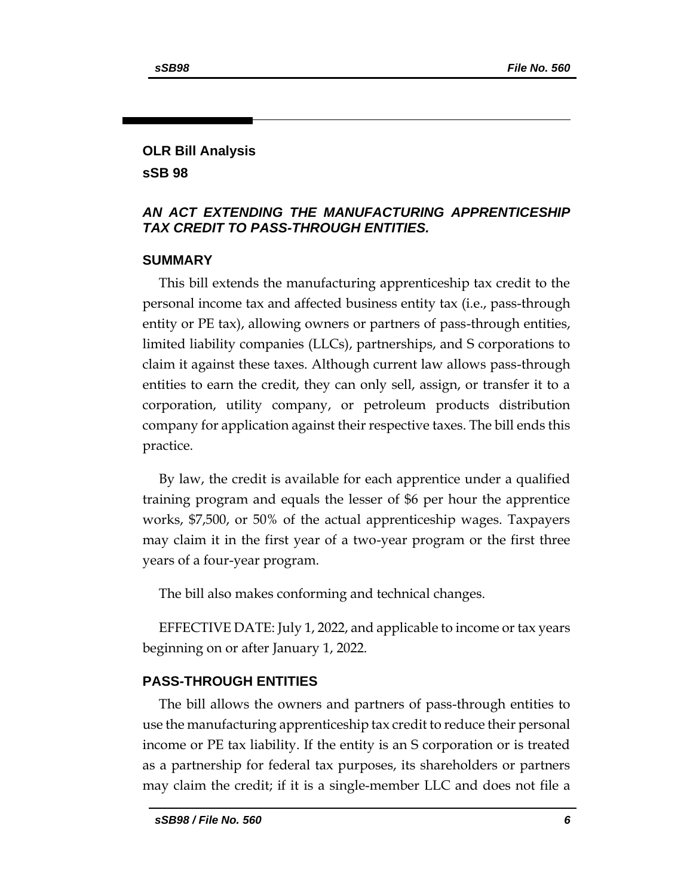## OLR Bill Analysis

## sSB 98

### *AN ACT EXTENDING THE MANUFACTURING APPRENTICESHIP TAX CREDIT TO PASS-THROUGH ENTITIES.*

### SUMMARY

This bill extends the manufacturing apprenticeship tax credit to the personal income tax and affected business entity tax (i.e., pass-through entity or PE tax), allowing owners or partners of pass-through entities, limited liability companies (LLCs), partnerships, and S corporations to claim it against these taxes. Although current law allows pass-through entities to earn the credit, they can only sell, assign, or transfer it to a corporation, utility company, or petroleum products distribution company for application against their respective taxes. The bill ends this practice.

By law, the credit is available for each apprentice under a qualified training program and equals the lesser of $6 per hour the apprentice works, $7,500, or 50% of the actual apprenticeship wages. Taxpayers may claim it in the first year of a two-year program or the first three years of a four-year program.

The bill also makes conforming and technical changes.

EFFECTIVE DATE: July 1, 2022, and applicable to income or tax years beginning on or after January 1, 2022.

### PASS-THROUGH ENTITIES

The bill allows the owners and partners of pass-through entities to use the manufacturing apprenticeship tax credit to reduce their personal income or PE tax liability. If the entity is an S corporation or is treated as a partnership for federal tax purposes, its shareholders or partners may claim the credit; if it is a single-member LLC and does not file a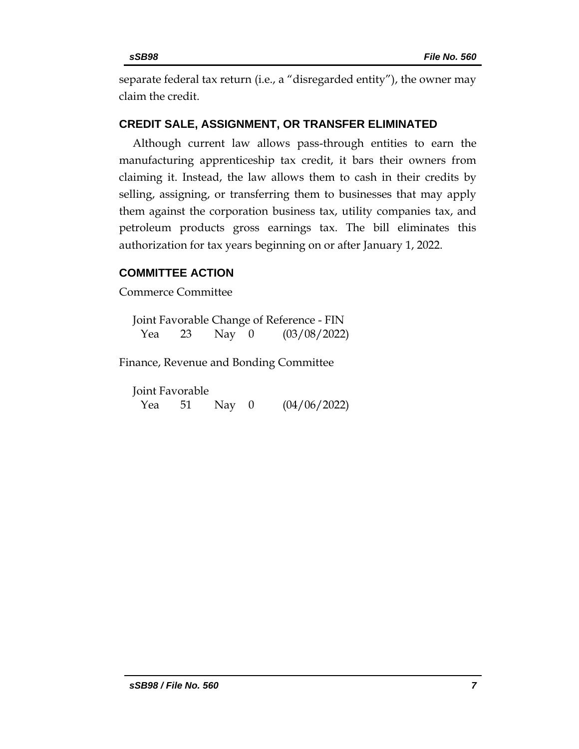separate federal tax return (i.e., a "disregarded entity"), the owner may claim the credit.

## CREDIT SALE, ASSIGNMENT, OR TRANSFER ELIMINATED

Although current law allows pass-through entities to earn the manufacturing apprenticeship tax credit, it bars their owners from claiming it. Instead, the law allows them to cash in their credits by selling, assigning, or transferring them to businesses that may apply them against the corporation business tax, utility companies tax, and petroleum products gross earnings tax. The bill eliminates this authorization for tax years beginning on or after January 1, 2022.

## COMMITTEE ACTION

Commerce Committee

Joint Favorable Change of Reference - FIN

| | | | | |
|---|---|---|---|---|
| Yea | 23 | Nay | 0 | (03/08/2022) |

Finance, Revenue and Bonding Committee

Joint Favorable

| | | | | |
|---|---|---|---|---|
| Yea | 51 | Nay | 0 | (04/06/2022) |